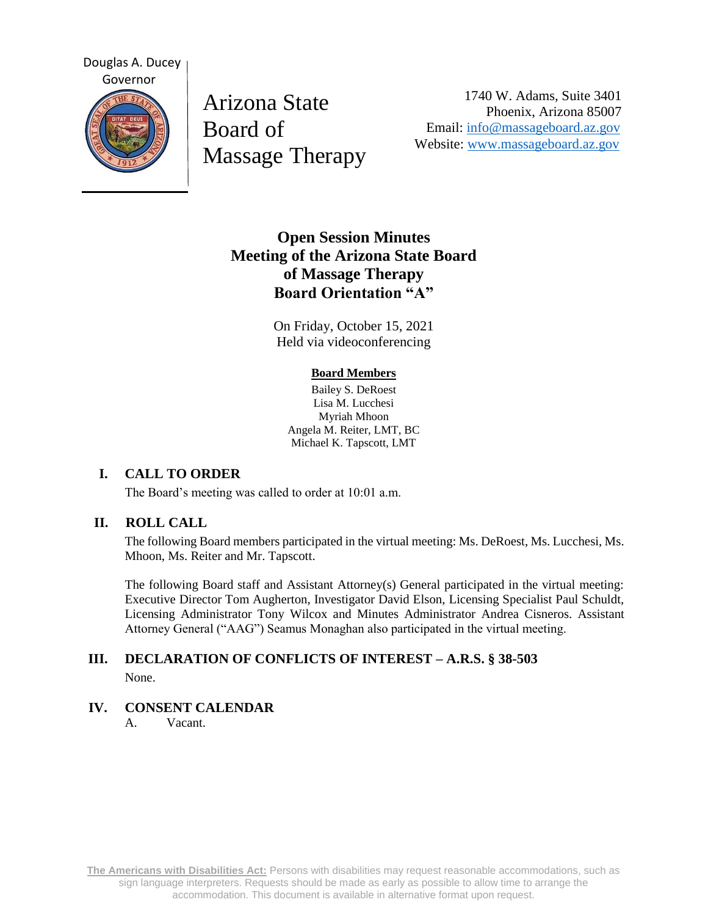Douglas A. Ducey
Governor

Arizona State Board of Massage Therapy

1740 W. Adams, Suite 3401
Phoenix, Arizona 85007
Email: info@massageboard.az.gov
Website: www.massageboard.az.gov

# Open Session Minutes
# Meeting of the Arizona State Board of Massage Therapy
# Board Orientation "A"

On Friday, October 15, 2021
Held via videoconferencing

**Board Members**

Bailey S. DeRoest
Lisa M. Lucchesi
Myriah Mhoon
Angela M. Reiter, LMT, BC
Michael K. Tapscott, LMT

## I. CALL TO ORDER

The Board's meeting was called to order at 10:01 a.m.

## II. ROLL CALL

The following Board members participated in the virtual meeting: Ms. DeRoest, Ms. Lucchesi, Ms. Mhoon, Ms. Reiter and Mr. Tapscott.

The following Board staff and Assistant Attorney(s) General participated in the virtual meeting: Executive Director Tom Augherton, Investigator David Elson, Licensing Specialist Paul Schuldt, Licensing Administrator Tony Wilcox and Minutes Administrator Andrea Cisneros. Assistant Attorney General ("AAG") Seamus Monaghan also participated in the virtual meeting.

## III. DECLARATION OF CONFLICTS OF INTEREST – A.R.S. § 38-503

None.

## IV. CONSENT CALENDAR

A. Vacant.

**The Americans with Disabilities Act:** Persons with disabilities may request reasonable accommodations, such as sign language interpreters. Requests should be made as early as possible to allow time to arrange the accommodation. This document is available in alternative format upon request.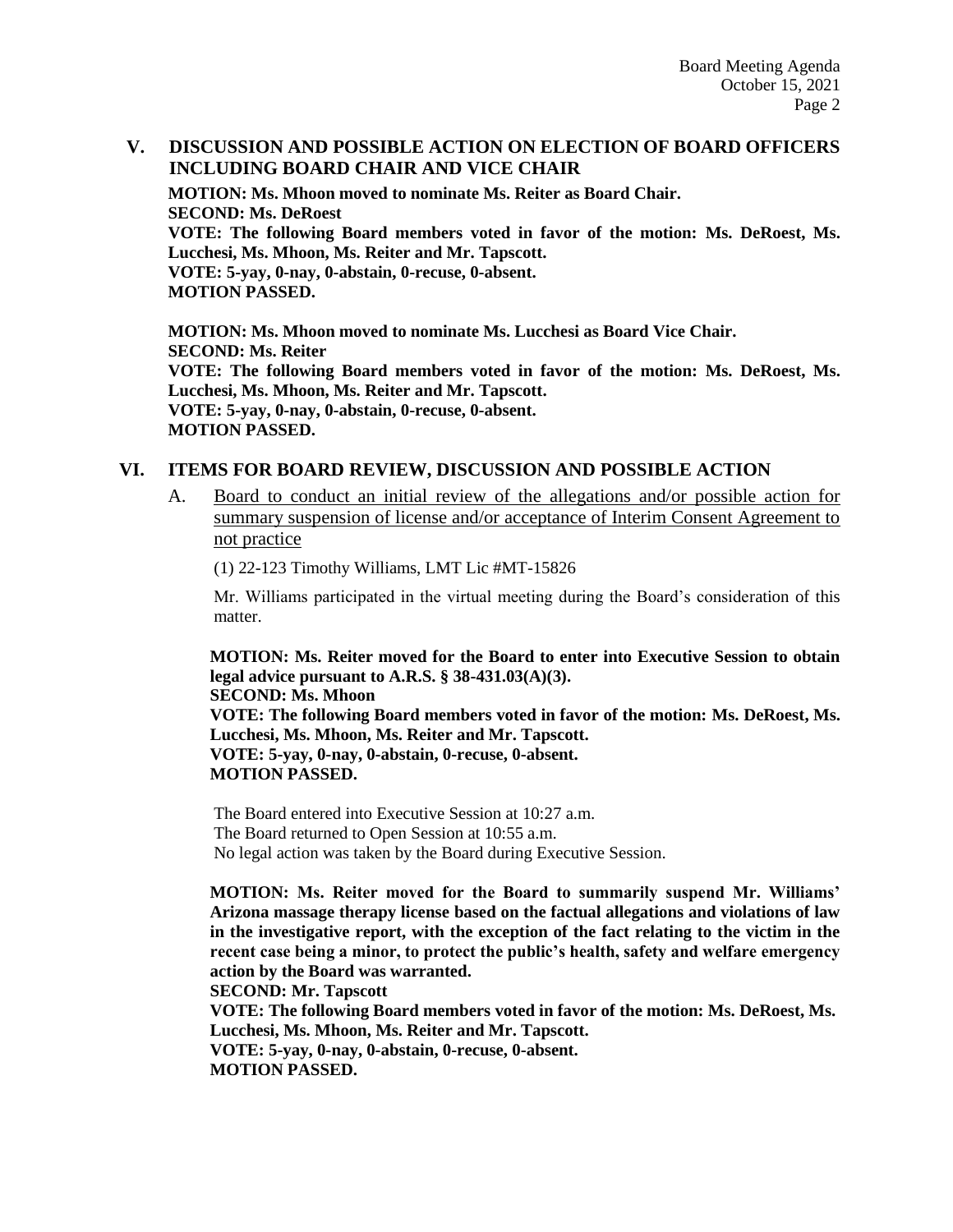## V. DISCUSSION AND POSSIBLE ACTION ON ELECTION OF BOARD OFFICERS INCLUDING BOARD CHAIR AND VICE CHAIR

**MOTION: Ms. Mhoon moved to nominate Ms. Reiter as Board Chair.**
**SECOND: Ms. DeRoest**
**VOTE: The following Board members voted in favor of the motion: Ms. DeRoest, Ms. Lucchesi, Ms. Mhoon, Ms. Reiter and Mr. Tapscott.**
**VOTE: 5-yay, 0-nay, 0-abstain, 0-recuse, 0-absent.**
**MOTION PASSED.**

**MOTION: Ms. Mhoon moved to nominate Ms. Lucchesi as Board Vice Chair.**
**SECOND: Ms. Reiter**
**VOTE: The following Board members voted in favor of the motion: Ms. DeRoest, Ms. Lucchesi, Ms. Mhoon, Ms. Reiter and Mr. Tapscott.**
**VOTE: 5-yay, 0-nay, 0-abstain, 0-recuse, 0-absent.**
**MOTION PASSED.**

## VI. ITEMS FOR BOARD REVIEW, DISCUSSION AND POSSIBLE ACTION

A. Board to conduct an initial review of the allegations and/or possible action for summary suspension of license and/or acceptance of Interim Consent Agreement to not practice

(1) 22-123 Timothy Williams, LMT Lic #MT-15826

Mr. Williams participated in the virtual meeting during the Board's consideration of this matter.

**MOTION: Ms. Reiter moved for the Board to enter into Executive Session to obtain legal advice pursuant to A.R.S. § 38-431.03(A)(3).**
**SECOND: Ms. Mhoon**
**VOTE: The following Board members voted in favor of the motion: Ms. DeRoest, Ms. Lucchesi, Ms. Mhoon, Ms. Reiter and Mr. Tapscott.**
**VOTE: 5-yay, 0-nay, 0-abstain, 0-recuse, 0-absent.**
**MOTION PASSED.**

The Board entered into Executive Session at 10:27 a.m.
The Board returned to Open Session at 10:55 a.m.
No legal action was taken by the Board during Executive Session.

**MOTION: Ms. Reiter moved for the Board to summarily suspend Mr. Williams' Arizona massage therapy license based on the factual allegations and violations of law in the investigative report, with the exception of the fact relating to the victim in the recent case being a minor, to protect the public's health, safety and welfare emergency action by the Board was warranted.**
**SECOND: Mr. Tapscott**
**VOTE: The following Board members voted in favor of the motion: Ms. DeRoest, Ms. Lucchesi, Ms. Mhoon, Ms. Reiter and Mr. Tapscott.**
**VOTE: 5-yay, 0-nay, 0-abstain, 0-recuse, 0-absent.**
**MOTION PASSED.**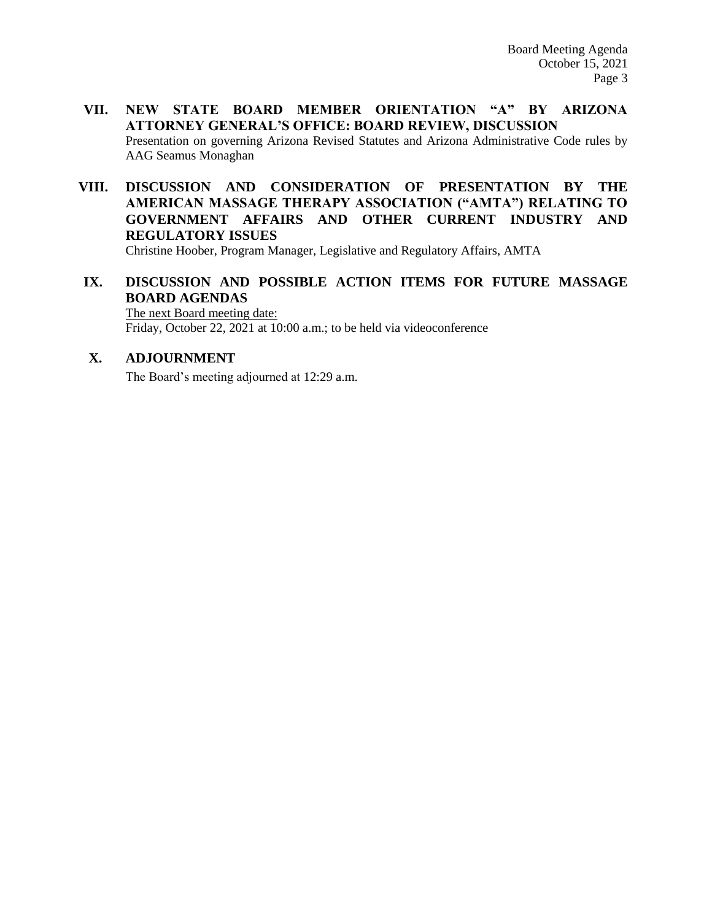## VII. NEW STATE BOARD MEMBER ORIENTATION "A" BY ARIZONA ATTORNEY GENERAL'S OFFICE: BOARD REVIEW, DISCUSSION

Presentation on governing Arizona Revised Statutes and Arizona Administrative Code rules by AAG Seamus Monaghan

## VIII. DISCUSSION AND CONSIDERATION OF PRESENTATION BY THE AMERICAN MASSAGE THERAPY ASSOCIATION ("AMTA") RELATING TO GOVERNMENT AFFAIRS AND OTHER CURRENT INDUSTRY AND REGULATORY ISSUES

Christine Hoober, Program Manager, Legislative and Regulatory Affairs, AMTA

## IX. DISCUSSION AND POSSIBLE ACTION ITEMS FOR FUTURE MASSAGE BOARD AGENDAS

The next Board meeting date:
Friday, October 22, 2021 at 10:00 a.m.; to be held via videoconference

## X. ADJOURNMENT

The Board's meeting adjourned at 12:29 a.m.